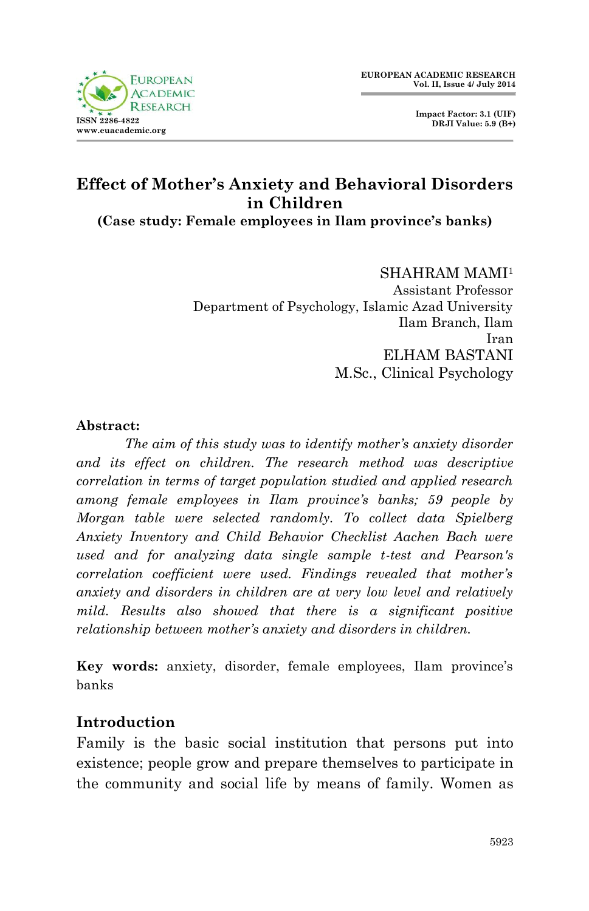# Effect of Mother's Anxiety and Behavioral Disorders in Children

**(Case study: Female employees in Ilam province's banks)**

SHAHRAM MAMI[1]
Assistant Professor
Department of Psychology, Islamic Azad University
Ilam Branch, Ilam
Iran

ELHAM BASTANI
M.Sc., Clinical Psychology

**Abstract:**

*The aim of this study was to identify mother's anxiety disorder and its effect on children. The research method was descriptive correlation in terms of target population studied and applied research among female employees in Ilam province's banks; 59 people by Morgan table were selected randomly. To collect data Spielberg Anxiety Inventory and Child Behavior Checklist Aachen Bach were used and for analyzing data single sample t-test and Pearson's correlation coefficient were used. Findings revealed that mother's anxiety and disorders in children are at very low level and relatively mild. Results also showed that there is a significant positive relationship between mother's anxiety and disorders in children.*

**Key words:** anxiety, disorder, female employees, Ilam province's banks

## Introduction

Family is the basic social institution that persons put into existence; people grow and prepare themselves to participate in the community and social life by means of family. Women as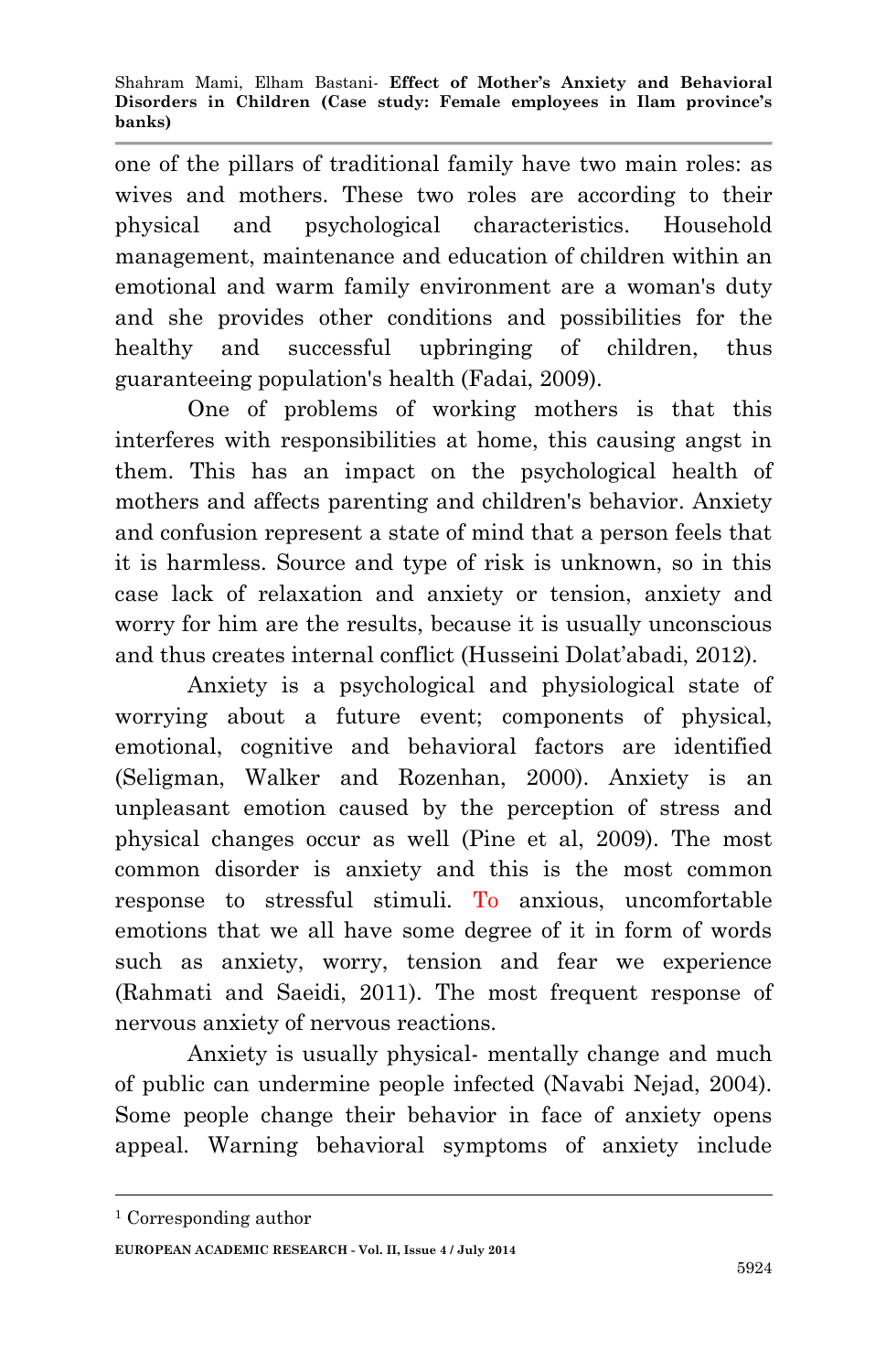one of the pillars of traditional family have two main roles: as wives and mothers. These two roles are according to their physical and psychological characteristics. Household management, maintenance and education of children within an emotional and warm family environment are a woman's duty and she provides other conditions and possibilities for the healthy and successful upbringing of children, thus guaranteeing population's health (Fadai, 2009).

One of problems of working mothers is that this interferes with responsibilities at home, this causing angst in them. This has an impact on the psychological health of mothers and affects parenting and children's behavior. Anxiety and confusion represent a state of mind that a person feels that it is harmless. Source and type of risk is unknown, so in this case lack of relaxation and anxiety or tension, anxiety and worry for him are the results, because it is usually unconscious and thus creates internal conflict (Husseini Dolat'abadi, 2012).

Anxiety is a psychological and physiological state of worrying about a future event; components of physical, emotional, cognitive and behavioral factors are identified (Seligman, Walker and Rozenhan, 2000). Anxiety is an unpleasant emotion caused by the perception of stress and physical changes occur as well (Pine et al, 2009). The most common disorder is anxiety and this is the most common response to stressful stimuli. To anxious, uncomfortable emotions that we all have some degree of it in form of words such as anxiety, worry, tension and fear we experience (Rahmati and Saeidi, 2011). The most frequent response of nervous anxiety of nervous reactions.

Anxiety is usually physical- mentally change and much of public can undermine people infected (Navabi Nejad, 2004). Some people change their behavior in face of anxiety opens appeal. Warning behavioral symptoms of anxiety include

[1] Corresponding author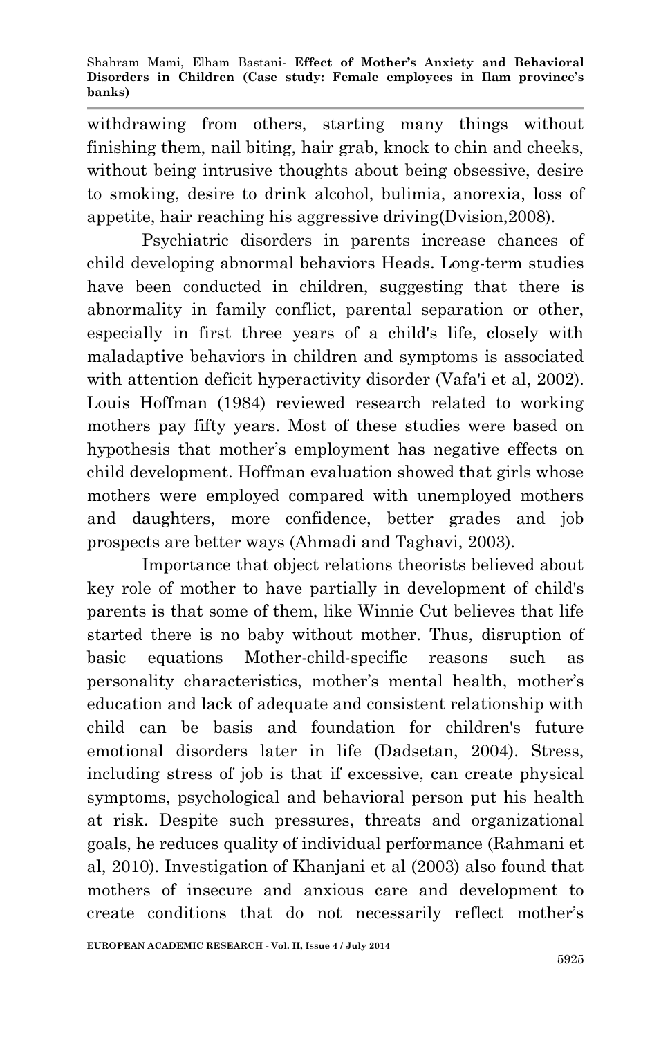withdrawing from others, starting many things without finishing them, nail biting, hair grab, knock to chin and cheeks, without being intrusive thoughts about being obsessive, desire to smoking, desire to drink alcohol, bulimia, anorexia, loss of appetite, hair reaching his aggressive driving(Dvision,2008).

Psychiatric disorders in parents increase chances of child developing abnormal behaviors Heads. Long-term studies have been conducted in children, suggesting that there is abnormality in family conflict, parental separation or other, especially in first three years of a child's life, closely with maladaptive behaviors in children and symptoms is associated with attention deficit hyperactivity disorder (Vafa'i et al, 2002). Louis Hoffman (1984) reviewed research related to working mothers pay fifty years. Most of these studies were based on hypothesis that mother's employment has negative effects on child development. Hoffman evaluation showed that girls whose mothers were employed compared with unemployed mothers and daughters, more confidence, better grades and job prospects are better ways (Ahmadi and Taghavi, 2003).

Importance that object relations theorists believed about key role of mother to have partially in development of child's parents is that some of them, like Winnie Cut believes that life started there is no baby without mother. Thus, disruption of basic equations Mother-child-specific reasons such as personality characteristics, mother's mental health, mother's education and lack of adequate and consistent relationship with child can be basis and foundation for children's future emotional disorders later in life (Dadsetan, 2004). Stress, including stress of job is that if excessive, can create physical symptoms, psychological and behavioral person put his health at risk. Despite such pressures, threats and organizational goals, he reduces quality of individual performance (Rahmani et al, 2010). Investigation of Khanjani et al (2003) also found that mothers of insecure and anxious care and development to create conditions that do not necessarily reflect mother's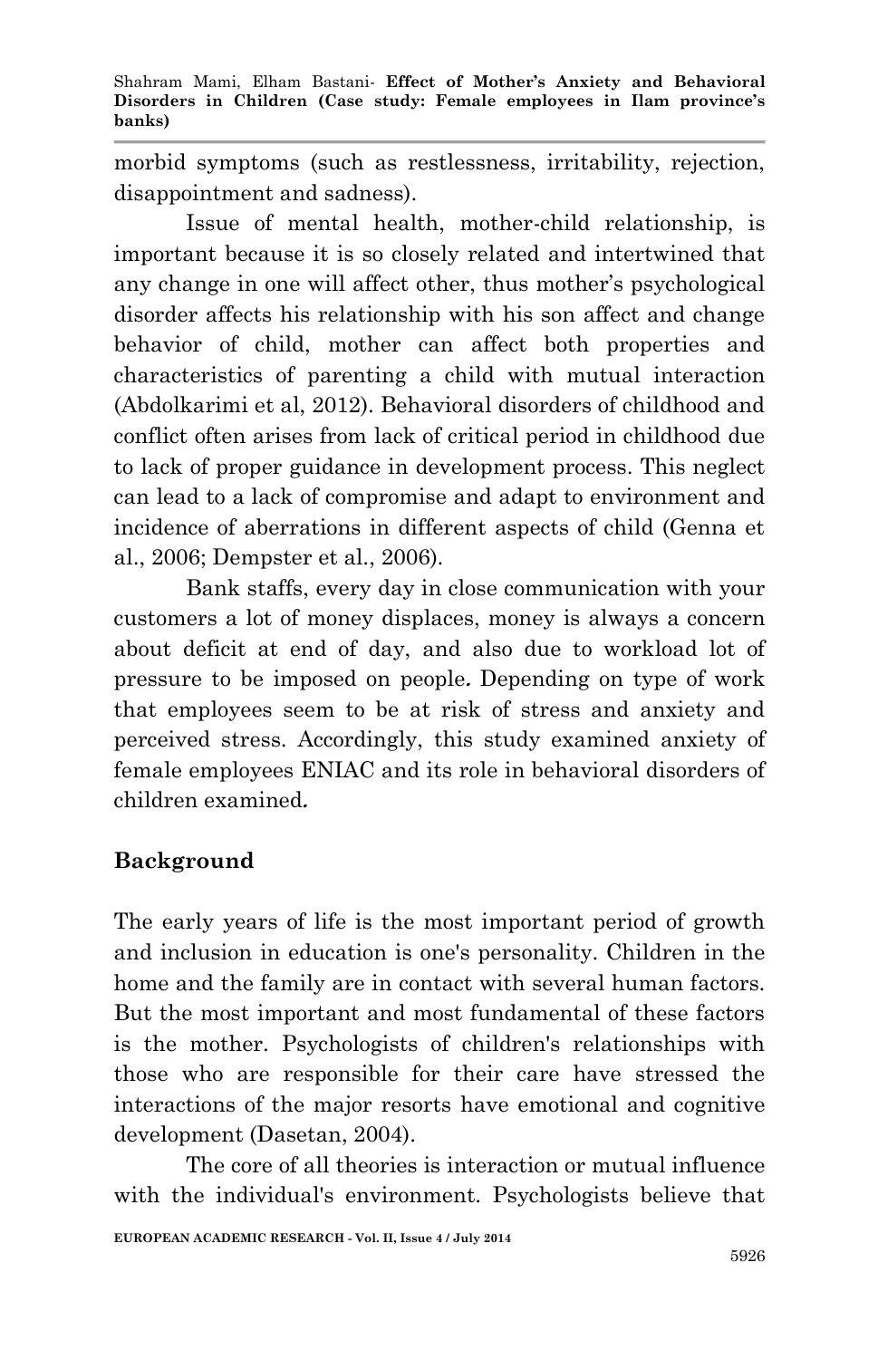morbid symptoms (such as restlessness, irritability, rejection, disappointment and sadness).

Issue of mental health, mother-child relationship, is important because it is so closely related and intertwined that any change in one will affect other, thus mother's psychological disorder affects his relationship with his son affect and change behavior of child, mother can affect both properties and characteristics of parenting a child with mutual interaction (Abdolkarimi et al, 2012). Behavioral disorders of childhood and conflict often arises from lack of critical period in childhood due to lack of proper guidance in development process. This neglect can lead to a lack of compromise and adapt to environment and incidence of aberrations in different aspects of child (Genna et al., 2006; Dempster et al., 2006).

Bank staffs, every day in close communication with your customers a lot of money displaces, money is always a concern about deficit at end of day, and also due to workload lot of pressure to be imposed on people*.* Depending on type of work that employees seem to be at risk of stress and anxiety and perceived stress. Accordingly, this study examined anxiety of female employees ENIAC and its role in behavioral disorders of children examined*.*

## Background

The early years of life is the most important period of growth and inclusion in education is one's personality. Children in the home and the family are in contact with several human factors. But the most important and most fundamental of these factors is the mother. Psychologists of children's relationships with those who are responsible for their care have stressed the interactions of the major resorts have emotional and cognitive development (Dasetan, 2004).

The core of all theories is interaction or mutual influence with the individual's environment. Psychologists believe that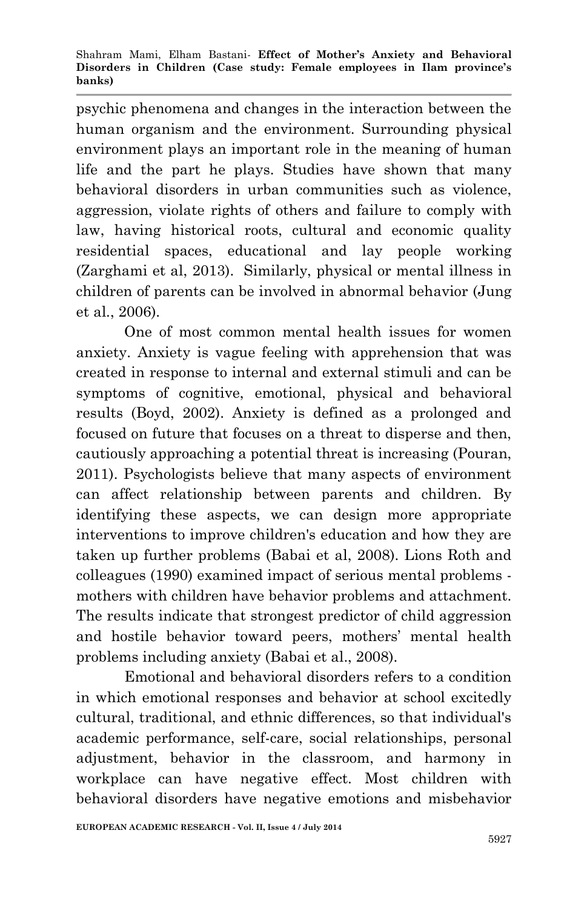psychic phenomena and changes in the interaction between the human organism and the environment. Surrounding physical environment plays an important role in the meaning of human life and the part he plays. Studies have shown that many behavioral disorders in urban communities such as violence, aggression, violate rights of others and failure to comply with law, having historical roots, cultural and economic quality residential spaces, educational and lay people working (Zarghami et al, 2013). Similarly, physical or mental illness in children of parents can be involved in abnormal behavior (Jung et al., 2006).

One of most common mental health issues for women anxiety. Anxiety is vague feeling with apprehension that was created in response to internal and external stimuli and can be symptoms of cognitive, emotional, physical and behavioral results (Boyd, 2002). Anxiety is defined as a prolonged and focused on future that focuses on a threat to disperse and then, cautiously approaching a potential threat is increasing (Pouran, 2011). Psychologists believe that many aspects of environment can affect relationship between parents and children. By identifying these aspects, we can design more appropriate interventions to improve children's education and how they are taken up further problems (Babai et al, 2008). Lions Roth and colleagues (1990) examined impact of serious mental problems - mothers with children have behavior problems and attachment. The results indicate that strongest predictor of child aggression and hostile behavior toward peers, mothers' mental health problems including anxiety (Babai et al., 2008).

Emotional and behavioral disorders refers to a condition in which emotional responses and behavior at school excitedly cultural, traditional, and ethnic differences, so that individual's academic performance, self-care, social relationships, personal adjustment, behavior in the classroom, and harmony in workplace can have negative effect. Most children with behavioral disorders have negative emotions and misbehavior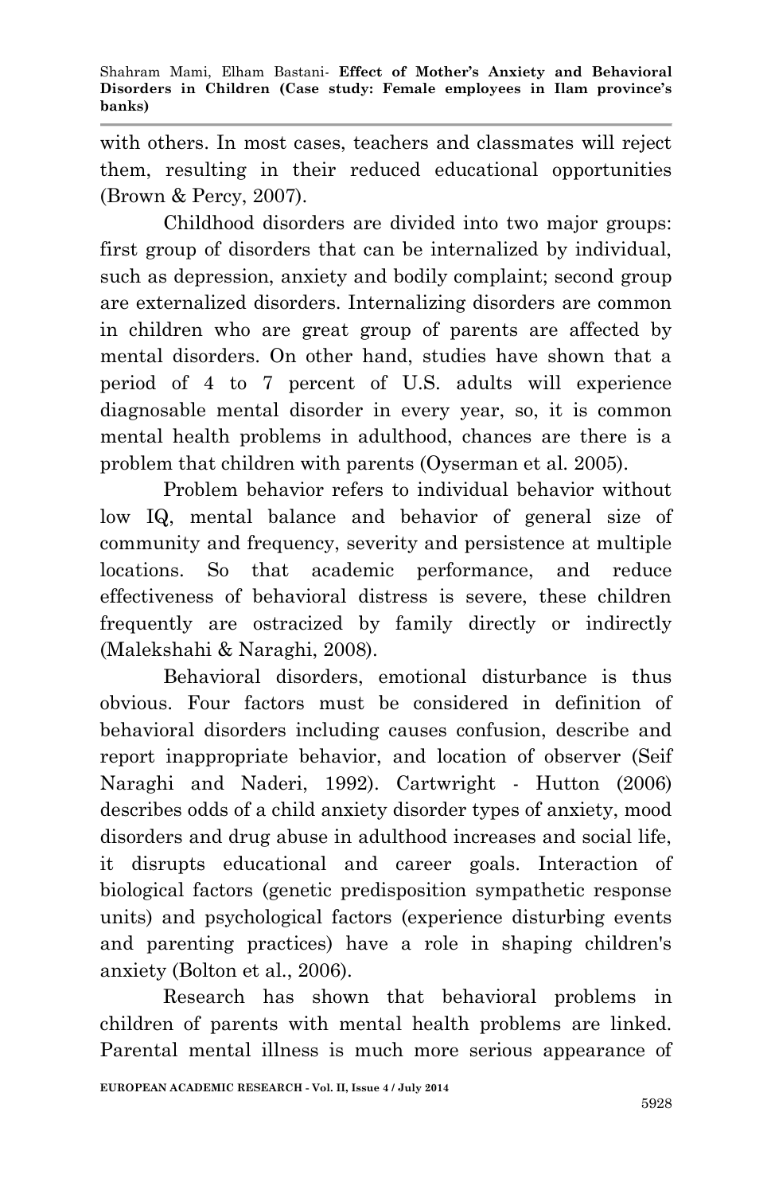with others. In most cases, teachers and classmates will reject them, resulting in their reduced educational opportunities (Brown & Percy, 2007).

Childhood disorders are divided into two major groups: first group of disorders that can be internalized by individual, such as depression, anxiety and bodily complaint; second group are externalized disorders. Internalizing disorders are common in children who are great group of parents are affected by mental disorders. On other hand, studies have shown that a period of 4 to 7 percent of U.S. adults will experience diagnosable mental disorder in every year, so, it is common mental health problems in adulthood, chances are there is a problem that children with parents (Oyserman et al. 2005).

Problem behavior refers to individual behavior without low IQ, mental balance and behavior of general size of community and frequency, severity and persistence at multiple locations. So that academic performance, and reduce effectiveness of behavioral distress is severe, these children frequently are ostracized by family directly or indirectly (Malekshahi & Naraghi, 2008).

Behavioral disorders, emotional disturbance is thus obvious. Four factors must be considered in definition of behavioral disorders including causes confusion, describe and report inappropriate behavior, and location of observer (Seif Naraghi and Naderi, 1992). Cartwright - Hutton (2006) describes odds of a child anxiety disorder types of anxiety, mood disorders and drug abuse in adulthood increases and social life, it disrupts educational and career goals. Interaction of biological factors (genetic predisposition sympathetic response units) and psychological factors (experience disturbing events and parenting practices) have a role in shaping children's anxiety (Bolton et al., 2006).

Research has shown that behavioral problems in children of parents with mental health problems are linked. Parental mental illness is much more serious appearance of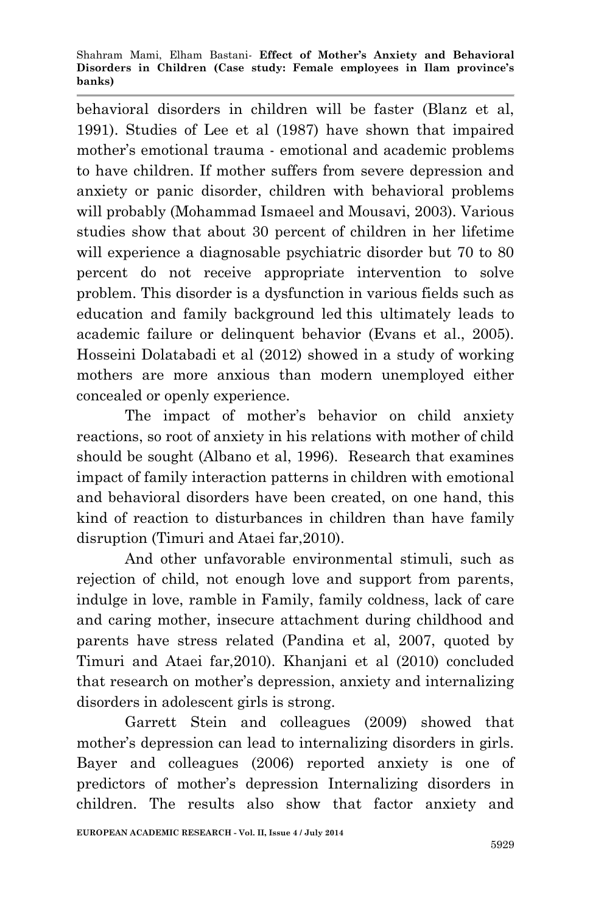behavioral disorders in children will be faster (Blanz et al, 1991). Studies of Lee et al (1987) have shown that impaired mother's emotional trauma - emotional and academic problems to have children. If mother suffers from severe depression and anxiety or panic disorder, children with behavioral problems will probably (Mohammad Ismaeel and Mousavi, 2003). Various studies show that about 30 percent of children in her lifetime will experience a diagnosable psychiatric disorder but 70 to 80 percent do not receive appropriate intervention to solve problem. This disorder is a dysfunction in various fields such as education and family background led this ultimately leads to academic failure or delinquent behavior (Evans et al., 2005). Hosseini Dolatabadi et al (2012) showed in a study of working mothers are more anxious than modern unemployed either concealed or openly experience.

The impact of mother's behavior on child anxiety reactions, so root of anxiety in his relations with mother of child should be sought (Albano et al, 1996). Research that examines impact of family interaction patterns in children with emotional and behavioral disorders have been created, on one hand, this kind of reaction to disturbances in children than have family disruption (Timuri and Ataei far,2010).

And other unfavorable environmental stimuli, such as rejection of child, not enough love and support from parents, indulge in love, ramble in Family, family coldness, lack of care and caring mother, insecure attachment during childhood and parents have stress related (Pandina et al, 2007, quoted by Timuri and Ataei far,2010). Khanjani et al (2010) concluded that research on mother's depression, anxiety and internalizing disorders in adolescent girls is strong.

Garrett Stein and colleagues (2009) showed that mother's depression can lead to internalizing disorders in girls. Bayer and colleagues (2006) reported anxiety is one of predictors of mother's depression Internalizing disorders in children. The results also show that factor anxiety and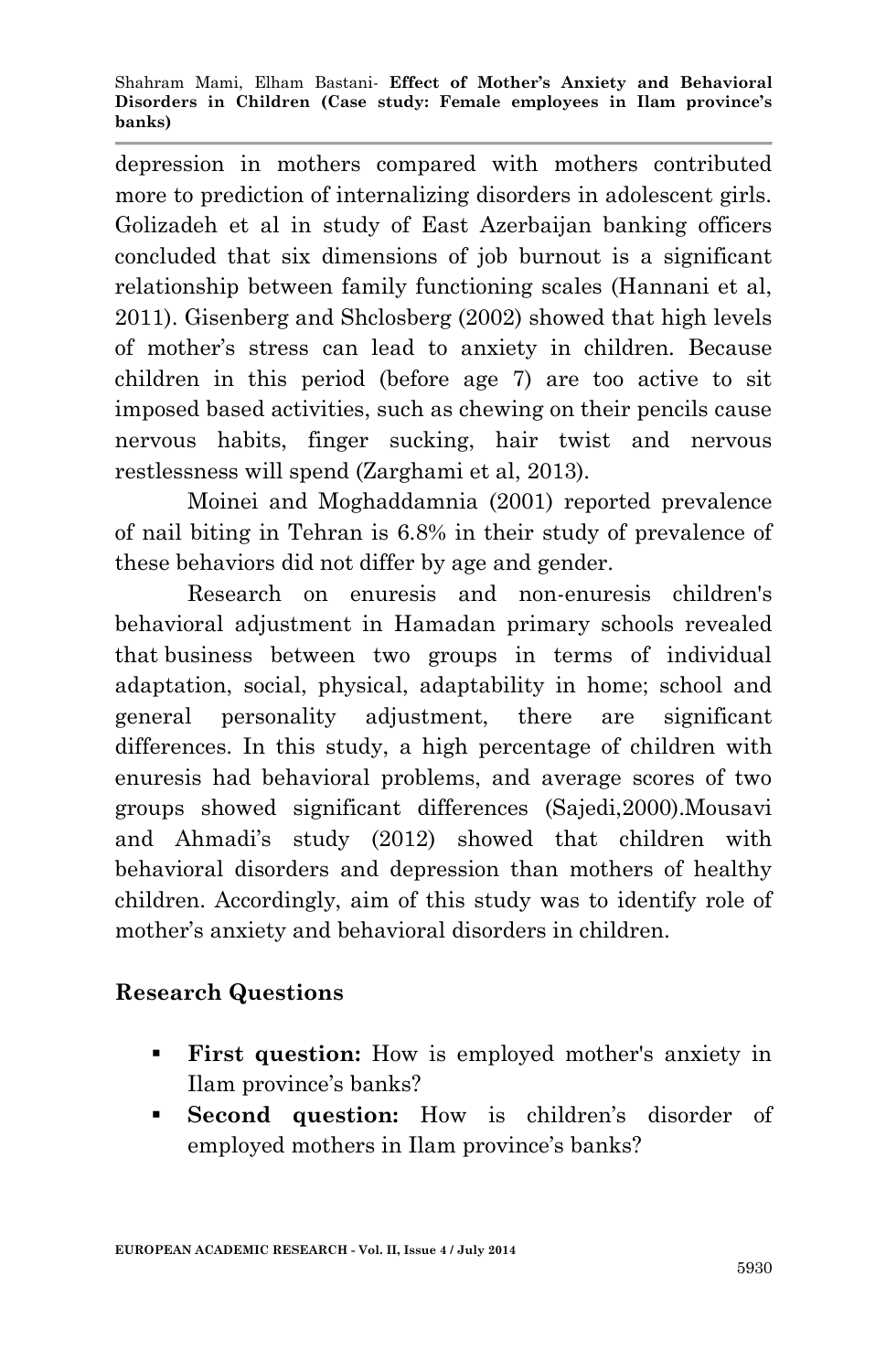depression in mothers compared with mothers contributed more to prediction of internalizing disorders in adolescent girls. Golizadeh et al in study of East Azerbaijan banking officers concluded that six dimensions of job burnout is a significant relationship between family functioning scales (Hannani et al, 2011). Gisenberg and Shclosberg (2002) showed that high levels of mother's stress can lead to anxiety in children. Because children in this period (before age 7) are too active to sit imposed based activities, such as chewing on their pencils cause nervous habits, finger sucking, hair twist and nervous restlessness will spend (Zarghami et al, 2013).

Moinei and Moghaddamnia (2001) reported prevalence of nail biting in Tehran is 6.8% in their study of prevalence of these behaviors did not differ by age and gender.

Research on enuresis and non-enuresis children's behavioral adjustment in Hamadan primary schools revealed that business between two groups in terms of individual adaptation, social, physical, adaptability in home; school and general personality adjustment, there are significant differences. In this study, a high percentage of children with enuresis had behavioral problems, and average scores of two groups showed significant differences (Sajedi,2000).Mousavi and Ahmadi's study (2012) showed that children with behavioral disorders and depression than mothers of healthy children. Accordingly, aim of this study was to identify role of mother's anxiety and behavioral disorders in children.

## Research Questions

- **First question:** How is employed mother's anxiety in Ilam province's banks?
- **Second question:** How is children's disorder of employed mothers in Ilam province's banks?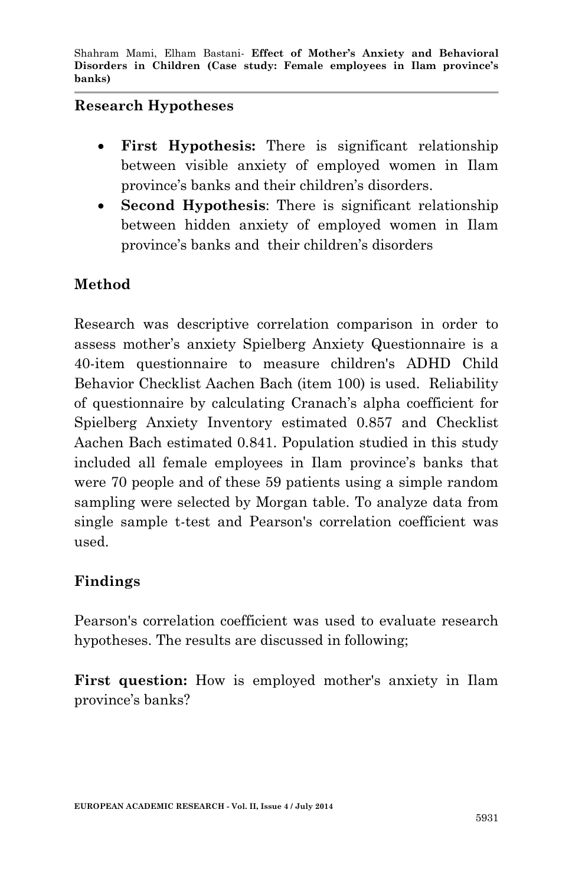## Research Hypotheses

- **First Hypothesis:** There is significant relationship between visible anxiety of employed women in Ilam province's banks and their children's disorders.
- **Second Hypothesis**: There is significant relationship between hidden anxiety of employed women in Ilam province's banks and their children's disorders

## Method

Research was descriptive correlation comparison in order to assess mother's anxiety Spielberg Anxiety Questionnaire is a 40-item questionnaire to measure children's ADHD Child Behavior Checklist Aachen Bach (item 100) is used. Reliability of questionnaire by calculating Cranach's alpha coefficient for Spielberg Anxiety Inventory estimated 0.857 and Checklist Aachen Bach estimated 0.841. Population studied in this study included all female employees in Ilam province's banks that were 70 people and of these 59 patients using a simple random sampling were selected by Morgan table. To analyze data from single sample t-test and Pearson's correlation coefficient was used.

## Findings

Pearson's correlation coefficient was used to evaluate research hypotheses. The results are discussed in following;

**First question:** How is employed mother's anxiety in Ilam province's banks?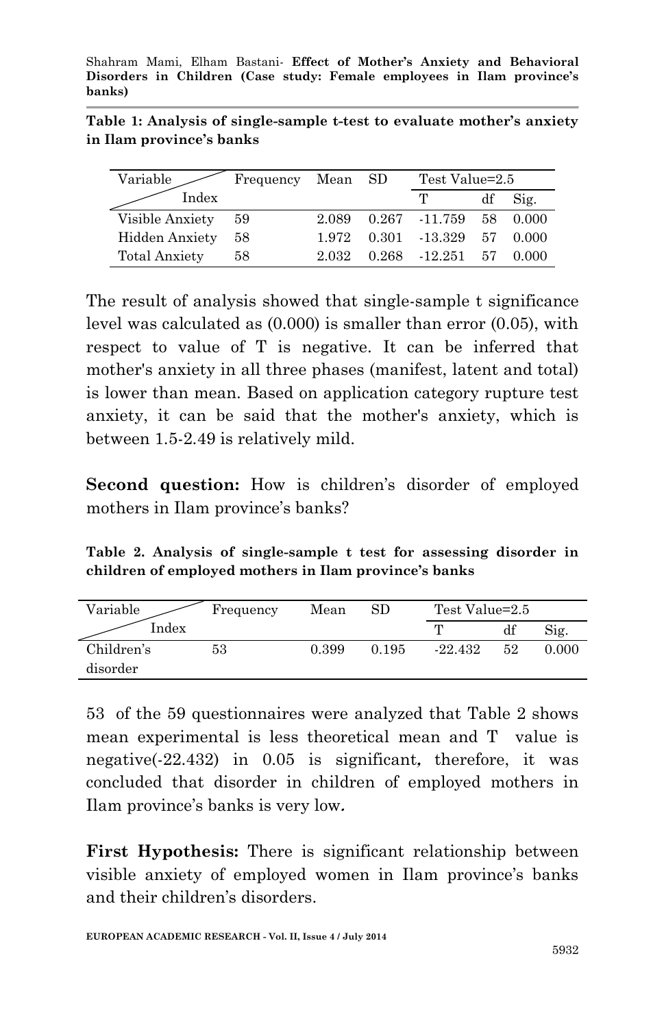**Table 1: Analysis of single-sample t-test to evaluate mother's anxiety in Ilam province's banks**

| Variable / Index | Frequency | Mean | SD | Test Value=2.5 | | |
|---|---|---|---|---|---|---|
| | | | | T | df | Sig. |
| Visible Anxiety | 59 | 2.089 | 0.267 | -11.759 | 58 | 0.000 |
| Hidden Anxiety | 58 | 1.972 | 0.301 | -13.329 | 57 | 0.000 |
| Total Anxiety | 58 | 2.032 | 0.268 | -12.251 | 57 | 0.000 |

The result of analysis showed that single-sample t significance level was calculated as (0.000) is smaller than error (0.05), with respect to value of T is negative. It can be inferred that mother's anxiety in all three phases (manifest, latent and total) is lower than mean. Based on application category rupture test anxiety, it can be said that the mother's anxiety, which is between 1.5-2.49 is relatively mild.

**Second question:** How is children's disorder of employed mothers in Ilam province's banks?

**Table 2. Analysis of single-sample t test for assessing disorder in children of employed mothers in Ilam province's banks**

| Variable / Index | Frequency | Mean | SD | Test Value=2.5 | | |
|---|---|---|---|---|---|---|
| | | | | T | df | Sig. |
| Children's disorder | 53 | 0.399 | 0.195 | -22.432 | 52 | 0.000 |

53 of the 59 questionnaires were analyzed that Table 2 shows mean experimental is less theoretical mean and T value is negative(-22.432) in 0.05 is significant, therefore, it was concluded that disorder in children of employed mothers in Ilam province's banks is very low.

**First Hypothesis:** There is significant relationship between visible anxiety of employed women in Ilam province's banks and their children's disorders.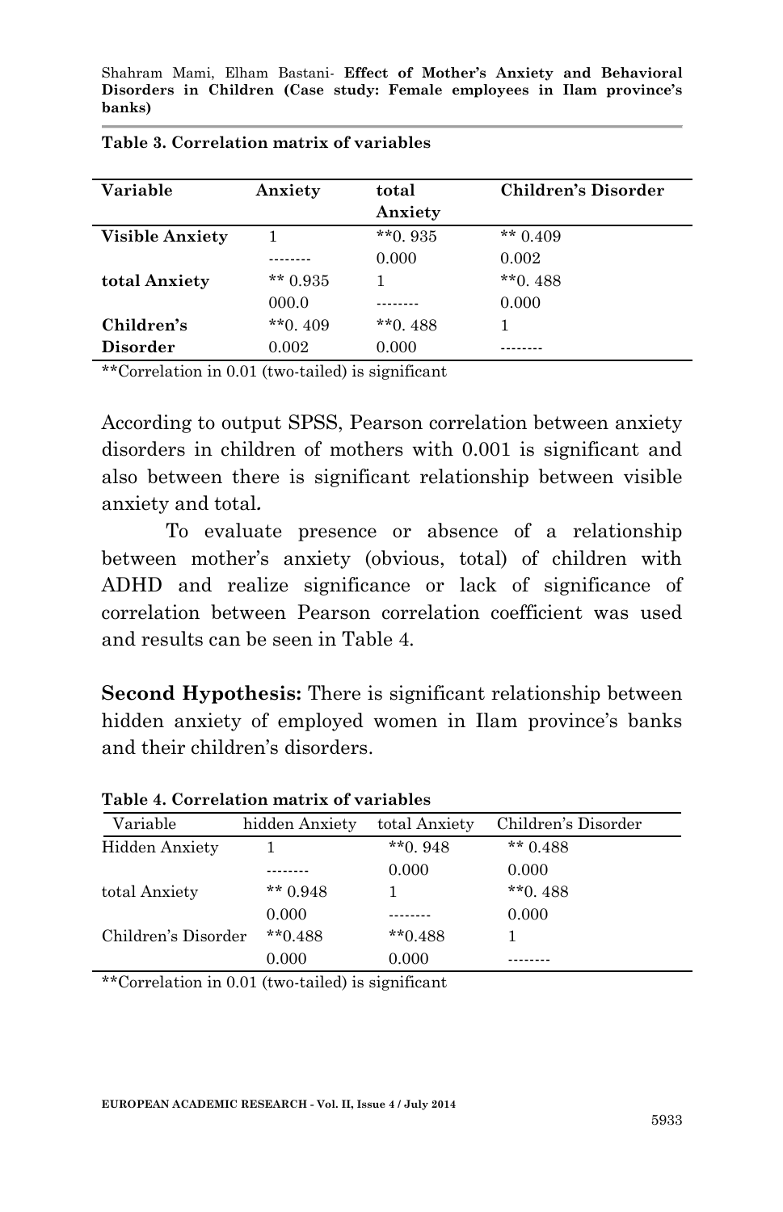**Table 3. Correlation matrix of variables**

| Variable | Anxiety | total Anxiety | Children's Disorder |
|---|---|---|---|
| **Visible Anxiety** | 1 | **0. 935 | ** 0.409 |
| | -------- | 0.000 | 0.002 |
| **total Anxiety** | ** 0.935 | 1 | **0. 488 |
| | 000.0 | -------- | 0.000 |
| **Children's Disorder** | **0. 409 | **0. 488 | 1 |
| | 0.002 | 0.000 | -------- |

**Correlation in 0.01 (two-tailed) is significant

According to output SPSS, Pearson correlation between anxiety disorders in children of mothers with 0.001 is significant and also between there is significant relationship between visible anxiety and total.

To evaluate presence or absence of a relationship between mother's anxiety (obvious, total) of children with ADHD and realize significance or lack of significance of correlation between Pearson correlation coefficient was used and results can be seen in Table 4.

**Second Hypothesis:** There is significant relationship between hidden anxiety of employed women in Ilam province's banks and their children's disorders.

**Table 4. Correlation matrix of variables**

| Variable | hidden Anxiety | total Anxiety | Children's Disorder |
|---|---|---|---|
| Hidden Anxiety | 1 | **0. 948 | ** 0.488 |
| | -------- | 0.000 | 0.000 |
| total Anxiety | ** 0.948 | 1 | **0. 488 |
| | 0.000 | -------- | 0.000 |
| Children's Disorder | **0.488 | **0.488 | 1 |
| | 0.000 | 0.000 | -------- |

**Correlation in 0.01 (two-tailed) is significant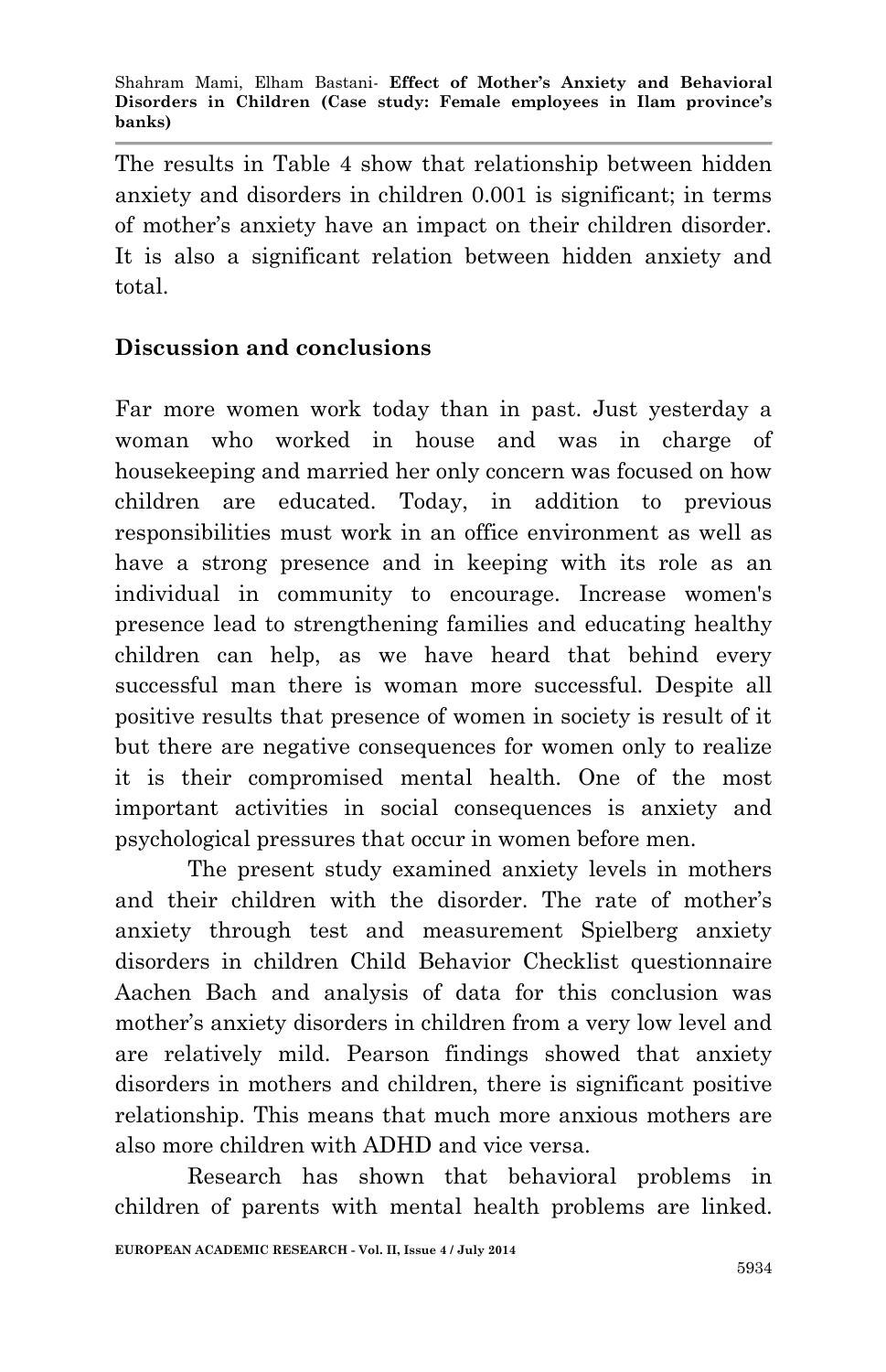The results in Table 4 show that relationship between hidden anxiety and disorders in children 0.001 is significant; in terms of mother's anxiety have an impact on their children disorder. It is also a significant relation between hidden anxiety and total.

## Discussion and conclusions

Far more women work today than in past. Just yesterday a woman who worked in house and was in charge of housekeeping and married her only concern was focused on how children are educated. Today, in addition to previous responsibilities must work in an office environment as well as have a strong presence and in keeping with its role as an individual in community to encourage. Increase women's presence lead to strengthening families and educating healthy children can help, as we have heard that behind every successful man there is woman more successful. Despite all positive results that presence of women in society is result of it but there are negative consequences for women only to realize it is their compromised mental health. One of the most important activities in social consequences is anxiety and psychological pressures that occur in women before men.

The present study examined anxiety levels in mothers and their children with the disorder. The rate of mother's anxiety through test and measurement Spielberg anxiety disorders in children Child Behavior Checklist questionnaire Aachen Bach and analysis of data for this conclusion was mother's anxiety disorders in children from a very low level and are relatively mild. Pearson findings showed that anxiety disorders in mothers and children, there is significant positive relationship. This means that much more anxious mothers are also more children with ADHD and vice versa.

Research has shown that behavioral problems in children of parents with mental health problems are linked.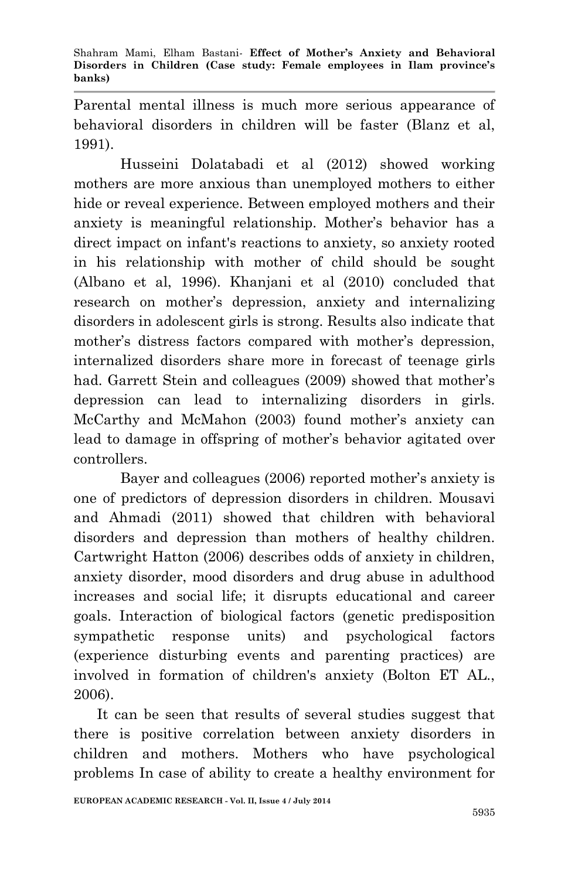Parental mental illness is much more serious appearance of behavioral disorders in children will be faster (Blanz et al, 1991).

Husseini Dolatabadi et al (2012) showed working mothers are more anxious than unemployed mothers to either hide or reveal experience. Between employed mothers and their anxiety is meaningful relationship. Mother's behavior has a direct impact on infant's reactions to anxiety, so anxiety rooted in his relationship with mother of child should be sought (Albano et al, 1996). Khanjani et al (2010) concluded that research on mother's depression, anxiety and internalizing disorders in adolescent girls is strong. Results also indicate that mother's distress factors compared with mother's depression, internalized disorders share more in forecast of teenage girls had. Garrett Stein and colleagues (2009) showed that mother's depression can lead to internalizing disorders in girls. McCarthy and McMahon (2003) found mother's anxiety can lead to damage in offspring of mother's behavior agitated over controllers.

Bayer and colleagues (2006) reported mother's anxiety is one of predictors of depression disorders in children. Mousavi and Ahmadi (2011) showed that children with behavioral disorders and depression than mothers of healthy children. Cartwright Hatton (2006) describes odds of anxiety in children, anxiety disorder, mood disorders and drug abuse in adulthood increases and social life; it disrupts educational and career goals. Interaction of biological factors (genetic predisposition sympathetic response units) and psychological factors (experience disturbing events and parenting practices) are involved in formation of children's anxiety (Bolton ET AL., 2006).

It can be seen that results of several studies suggest that there is positive correlation between anxiety disorders in children and mothers. Mothers who have psychological problems In case of ability to create a healthy environment for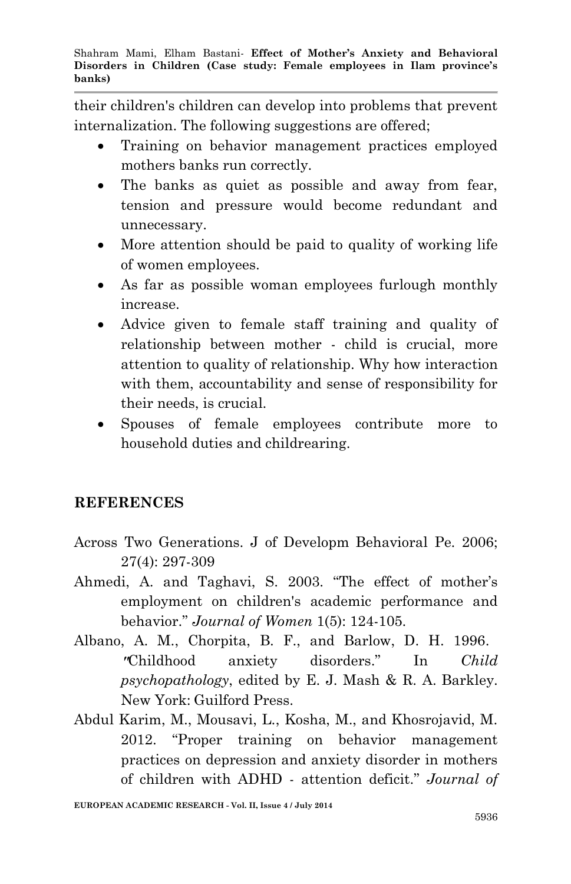their children's children can develop into problems that prevent internalization. The following suggestions are offered;

- Training on behavior management practices employed mothers banks run correctly.
- The banks as quiet as possible and away from fear, tension and pressure would become redundant and unnecessary.
- More attention should be paid to quality of working life of women employees.
- As far as possible woman employees furlough monthly increase.
- Advice given to female staff training and quality of relationship between mother - child is crucial, more attention to quality of relationship. Why how interaction with them, accountability and sense of responsibility for their needs, is crucial.
- Spouses of female employees contribute more to household duties and childrearing.

## REFERENCES

Across Two Generations. J of Developm Behavioral Pe. 2006; 27(4): 297-309

Ahmedi, A. and Taghavi, S. 2003. "The effect of mother's employment on children's academic performance and behavior." *Journal of Women* 1(5): 124-105.

Albano, A. M., Chorpita, B. F., and Barlow, D. H. 1996. "Childhood anxiety disorders." In *Child psychopathology*, edited by E. J. Mash & R. A. Barkley. New York: Guilford Press.

Abdul Karim, M., Mousavi, L., Kosha, M., and Khosrojavid, M. 2012. "Proper training on behavior management practices on depression and anxiety disorder in mothers of children with ADHD - attention deficit." *Journal of*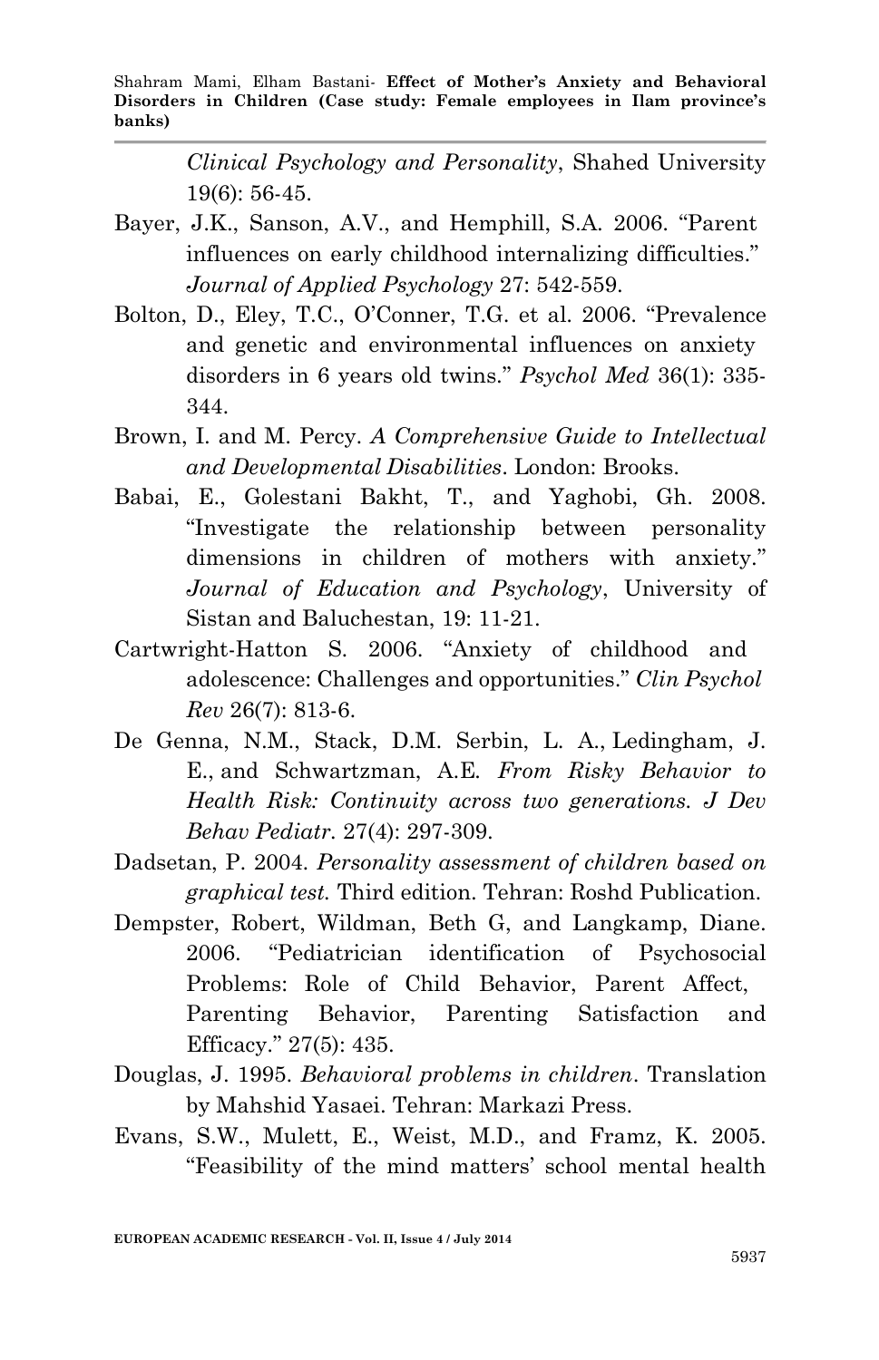*Clinical Psychology and Personality*, Shahed University 19(6): 56-45.

Bayer, J.K., Sanson, A.V., and Hemphill, S.A. 2006. "Parent influences on early childhood internalizing difficulties." *Journal of Applied Psychology* 27: 542-559.

Bolton, D., Eley, T.C., O'Conner, T.G. et al. 2006. "Prevalence and genetic and environmental influences on anxiety disorders in 6 years old twins." *Psychol Med* 36(1): 335-344.

Brown, I. and M. Percy. *A Comprehensive Guide to Intellectual and Developmental Disabilities*. London: Brooks.

Babai, E., Golestani Bakht, T., and Yaghobi, Gh. 2008. "Investigate the relationship between personality dimensions in children of mothers with anxiety." *Journal of Education and Psychology*, University of Sistan and Baluchestan, 19: 11-21.

Cartwright-Hatton S. 2006. "Anxiety of childhood and adolescence: Challenges and opportunities." *Clin Psychol Rev* 26(7): 813-6.

De Genna, N.M., Stack, D.M. Serbin, L. A., Ledingham, J. E., and Schwartzman, A.E. *From Risky Behavior to Health Risk: Continuity across two generations. J Dev Behav Pediatr.* 27(4): 297-309.

Dadsetan, P. 2004. *Personality assessment of children based on graphical test.* Third edition. Tehran: Roshd Publication.

Dempster, Robert, Wildman, Beth G, and Langkamp, Diane. 2006. "Pediatrician identification of Psychosocial Problems: Role of Child Behavior, Parent Affect, Parenting Behavior, Parenting Satisfaction and Efficacy." 27(5): 435.

Douglas, J. 1995. *Behavioral problems in children*. Translation by Mahshid Yasaei. Tehran: Markazi Press.

Evans, S.W., Mulett, E., Weist, M.D., and Framz, K. 2005. "Feasibility of the mind matters' school mental health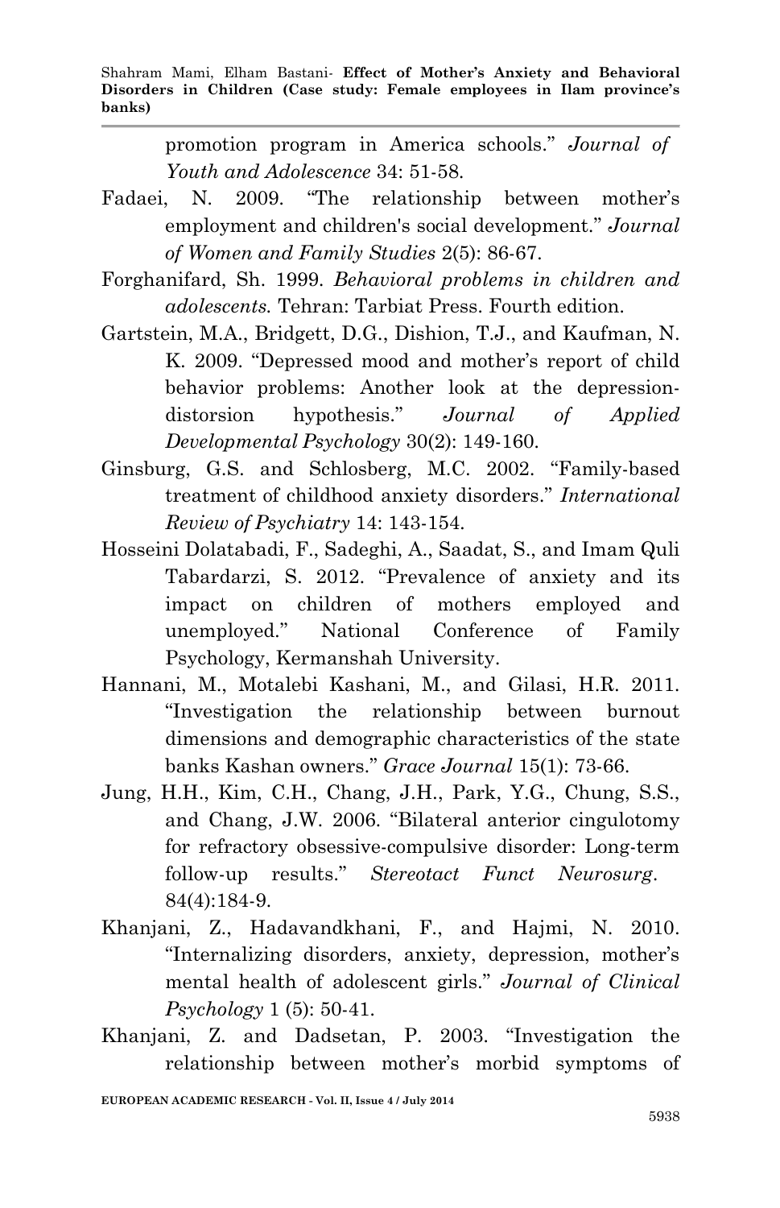promotion program in America schools." *Journal of Youth and Adolescence* 34: 51-58.

Fadaei, N. 2009. "The relationship between mother's employment and children's social development." *Journal of Women and Family Studies* 2(5): 86-67.

Forghanifard, Sh. 1999. *Behavioral problems in children and adolescents.* Tehran: Tarbiat Press. Fourth edition.

Gartstein, M.A., Bridgett, D.G., Dishion, T.J., and Kaufman, N. K. 2009. "Depressed mood and mother's report of child behavior problems: Another look at the depression-distorsion hypothesis." *Journal of Applied Developmental Psychology* 30(2): 149-160.

Ginsburg, G.S. and Schlosberg, M.C. 2002. "Family-based treatment of childhood anxiety disorders." *International Review of Psychiatry* 14: 143-154.

Hosseini Dolatabadi, F., Sadeghi, A., Saadat, S., and Imam Quli Tabardarzi, S. 2012. "Prevalence of anxiety and its impact on children of mothers employed and unemployed." National Conference of Family Psychology, Kermanshah University.

Hannani, M., Motalebi Kashani, M., and Gilasi, H.R. 2011. "Investigation the relationship between burnout dimensions and demographic characteristics of the state banks Kashan owners." *Grace Journal* 15(1): 73-66.

Jung, H.H., Kim, C.H., Chang, J.H., Park, Y.G., Chung, S.S., and Chang, J.W. 2006. "Bilateral anterior cingulotomy for refractory obsessive-compulsive disorder: Long-term follow-up results." *Stereotact Funct Neurosurg*. 84(4):184-9.

Khanjani, Z., Hadavandkhani, F., and Hajmi, N. 2010. "Internalizing disorders, anxiety, depression, mother's mental health of adolescent girls." *Journal of Clinical Psychology* 1 (5): 50-41.

Khanjani, Z. and Dadsetan, P. 2003. "Investigation the relationship between mother's morbid symptoms of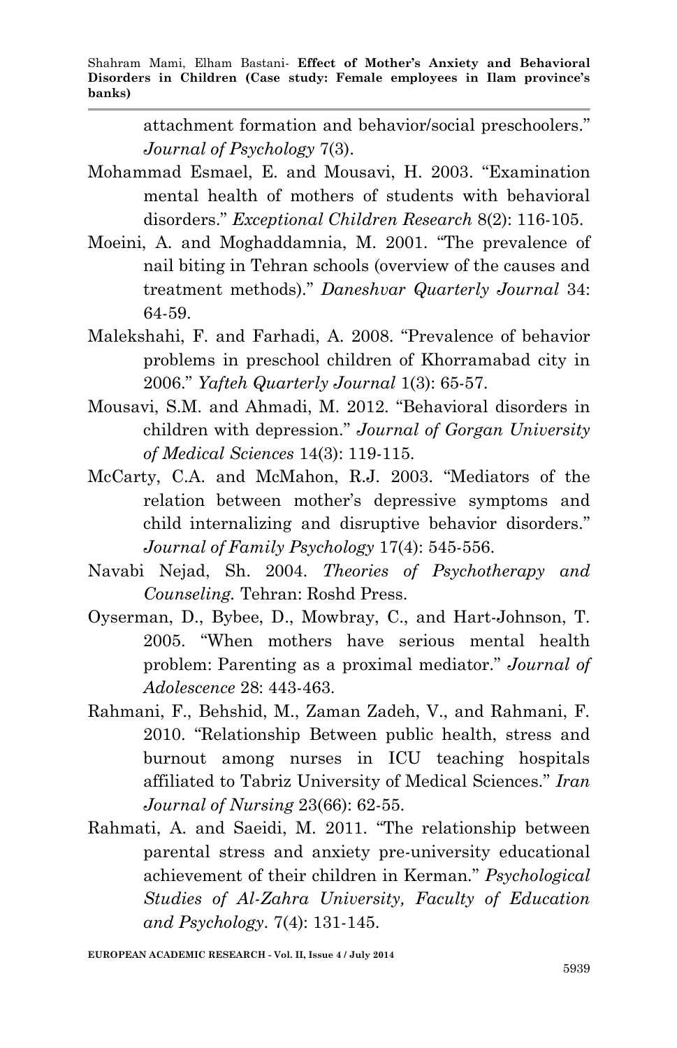attachment formation and behavior/social preschoolers." *Journal of Psychology* 7(3).

Mohammad Esmael, E. and Mousavi, H. 2003. "Examination mental health of mothers of students with behavioral disorders." *Exceptional Children Research* 8(2): 116-105.

Moeini, A. and Moghaddamnia, M. 2001. "The prevalence of nail biting in Tehran schools (overview of the causes and treatment methods)." *Daneshvar Quarterly Journal* 34: 64-59.

Malekshahi, F. and Farhadi, A. 2008. "Prevalence of behavior problems in preschool children of Khorramabad city in 2006." *Yafteh Quarterly Journal* 1(3): 65-57.

Mousavi, S.M. and Ahmadi, M. 2012. "Behavioral disorders in children with depression." *Journal of Gorgan University of Medical Sciences* 14(3): 119-115.

McCarty, C.A. and McMahon, R.J. 2003. "Mediators of the relation between mother's depressive symptoms and child internalizing and disruptive behavior disorders." *Journal of Family Psychology* 17(4): 545-556.

Navabi Nejad, Sh. 2004. *Theories of Psychotherapy and Counseling.* Tehran: Roshd Press.

Oyserman, D., Bybee, D., Mowbray, C., and Hart-Johnson, T. 2005. "When mothers have serious mental health problem: Parenting as a proximal mediator." *Journal of Adolescence* 28: 443-463.

Rahmani, F., Behshid, M., Zaman Zadeh, V., and Rahmani, F. 2010. "Relationship Between public health, stress and burnout among nurses in ICU teaching hospitals affiliated to Tabriz University of Medical Sciences." *Iran Journal of Nursing* 23(66): 62-55.

Rahmati, A. and Saeidi, M. 2011. "The relationship between parental stress and anxiety pre-university educational achievement of their children in Kerman." *Psychological Studies of Al-Zahra University, Faculty of Education and Psychology*. 7(4): 131-145.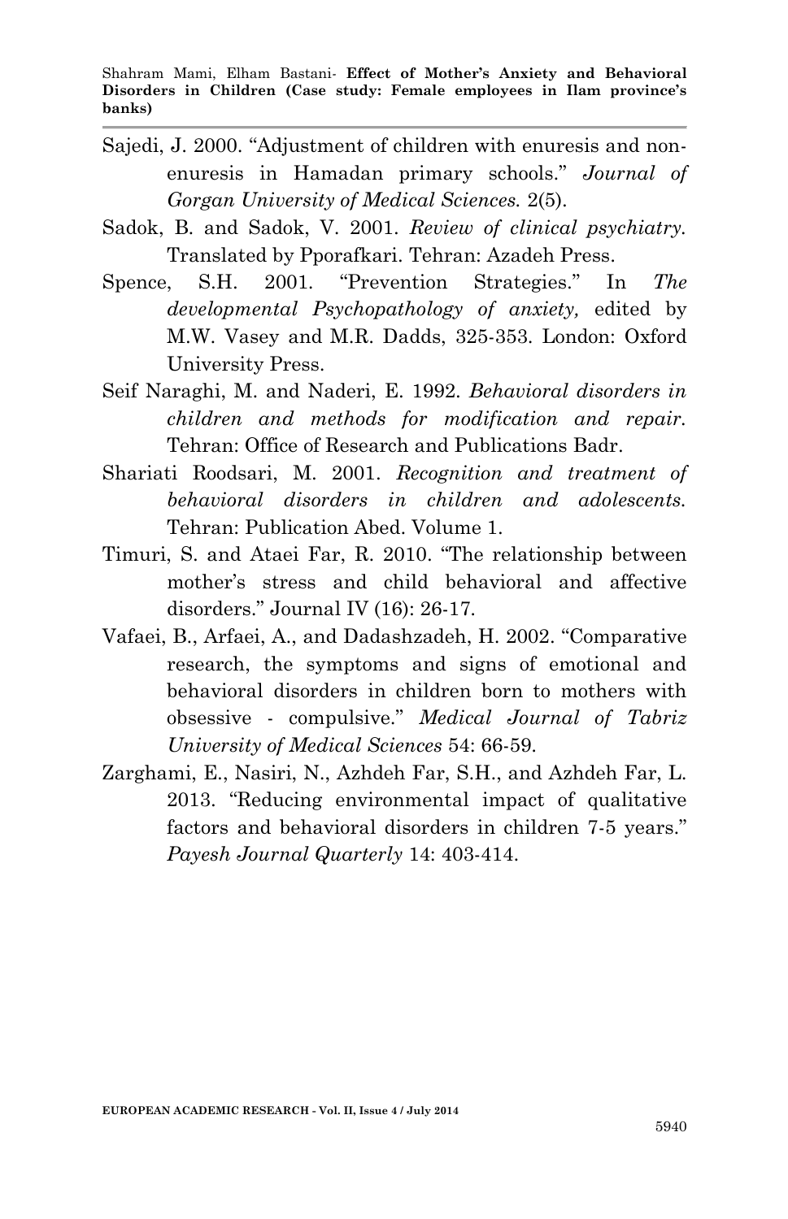Sajedi, J. 2000. "Adjustment of children with enuresis and non-enuresis in Hamadan primary schools." *Journal of Gorgan University of Medical Sciences.* 2(5).

Sadok, B. and Sadok, V. 2001. *Review of clinical psychiatry.* Translated by Pporafkari. Tehran: Azadeh Press.

Spence, S.H. 2001. "Prevention Strategies." In *The developmental Psychopathology of anxiety,* edited by M.W. Vasey and M.R. Dadds, 325-353. London: Oxford University Press.

Seif Naraghi, M. and Naderi, E. 1992. *Behavioral disorders in children and methods for modification and repair.* Tehran: Office of Research and Publications Badr.

Shariati Roodsari, M. 2001. *Recognition and treatment of behavioral disorders in children and adolescents.* Tehran: Publication Abed. Volume 1.

Timuri, S. and Ataei Far, R. 2010. "The relationship between mother's stress and child behavioral and affective disorders." Journal IV (16): 26-17.

Vafaei, B., Arfaei, A., and Dadashzadeh, H. 2002. "Comparative research, the symptoms and signs of emotional and behavioral disorders in children born to mothers with obsessive - compulsive." *Medical Journal of Tabriz University of Medical Sciences* 54: 66-59.

Zarghami, E., Nasiri, N., Azhdeh Far, S.H., and Azhdeh Far, L. 2013. "Reducing environmental impact of qualitative factors and behavioral disorders in children 7-5 years." *Payesh Journal Quarterly* 14: 403-414.